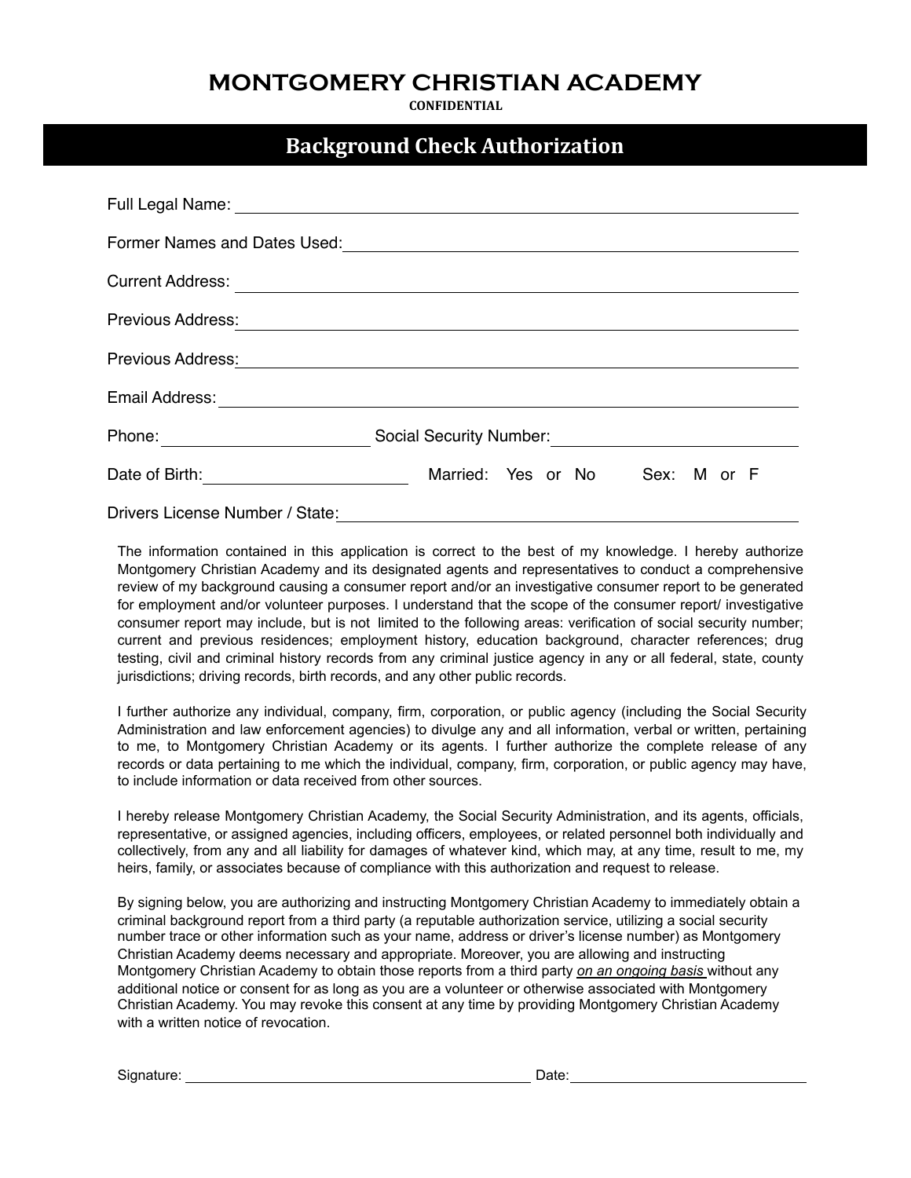# MONTGOMERY CHRISTIAN ACADEMY

**CONFIDENTIAL**

## Background Check Authorization

Full Legal Name: ______________________________________________

Former Names and Dates Used: ______________________________________________

Current Address: ______________________________________________

Previous Address: ______________________________________________

Previous Address: ______________________________________________

Email Address: ______________________________________________

Phone: ____________________ Social Security Number: ____________________

Date of Birth: ____________________ Married: Yes or No Sex: M or F

Drivers License Number / State: ______________________________________________

The information contained in this application is correct to the best of my knowledge. I hereby authorize Montgomery Christian Academy and its designated agents and representatives to conduct a comprehensive review of my background causing a consumer report and/or an investigative consumer report to be generated for employment and/or volunteer purposes. I understand that the scope of the consumer report/ investigative consumer report may include, but is not limited to the following areas: verification of social security number; current and previous residences; employment history, education background, character references; drug testing, civil and criminal history records from any criminal justice agency in any or all federal, state, county jurisdictions; driving records, birth records, and any other public records.

I further authorize any individual, company, firm, corporation, or public agency (including the Social Security Administration and law enforcement agencies) to divulge any and all information, verbal or written, pertaining to me, to Montgomery Christian Academy or its agents. I further authorize the complete release of any records or data pertaining to me which the individual, company, firm, corporation, or public agency may have, to include information or data received from other sources.

I hereby release Montgomery Christian Academy, the Social Security Administration, and its agents, officials, representative, or assigned agencies, including officers, employees, or related personnel both individually and collectively, from any and all liability for damages of whatever kind, which may, at any time, result to me, my heirs, family, or associates because of compliance with this authorization and request to release.

By signing below, you are authorizing and instructing Montgomery Christian Academy to immediately obtain a criminal background report from a third party (a reputable authorization service, utilizing a social security number trace or other information such as your name, address or driver's license number) as Montgomery Christian Academy deems necessary and appropriate. Moreover, you are allowing and instructing Montgomery Christian Academy to obtain those reports from a third party *on an ongoing basis* without any additional notice or consent for as long as you are a volunteer or otherwise associated with Montgomery Christian Academy. You may revoke this consent at any time by providing Montgomery Christian Academy with a written notice of revocation.

Signature: ______________________________ Date: ____________________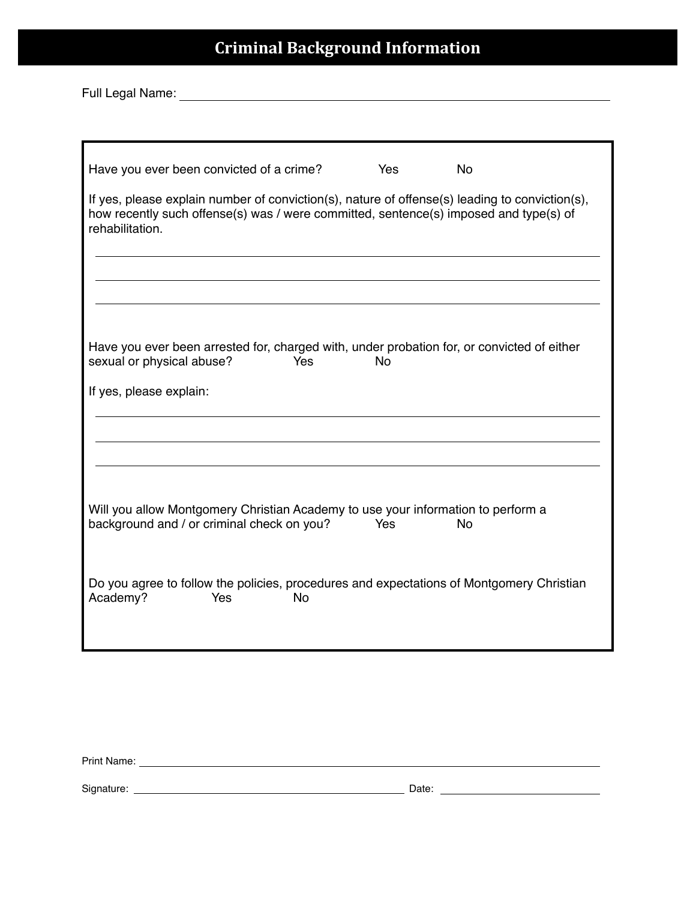# Criminal Background Information

Full Legal Name: ______________________________________________

Have you ever been convicted of a crime? Yes No

If yes, please explain number of conviction(s), nature of offense(s) leading to conviction(s), how recently such offense(s) was / were committed, sentence(s) imposed and type(s) of rehabilitation.

______________________________________________

______________________________________________

______________________________________________

Have you ever been arrested for, charged with, under probation for, or convicted of either sexual or physical abuse? Yes No

If yes, please explain:

______________________________________________

______________________________________________

______________________________________________

Will you allow Montgomery Christian Academy to use your information to perform a background and / or criminal check on you? Yes No

Do you agree to follow the policies, procedures and expectations of Montgomery Christian Academy? Yes No

Print Name: ______________________________________________

Signature: ______________________________ Date: ________________